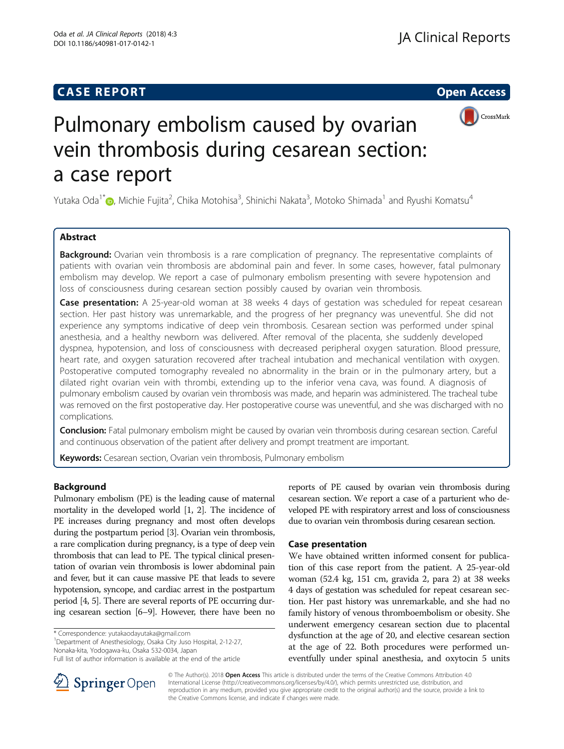# CASE REPORT

Open Access

# Pulmonary embolism caused by ovarian vein thrombosis during cesarean section: a case report

Yutaka Oda[1*], Michie Fujita[2], Chika Motohisa[3], Shinichi Nakata[3], Motoko Shimada[1] and Ryushi Komatsu[4]

## Abstract

**Background:** Ovarian vein thrombosis is a rare complication of pregnancy. The representative complaints of patients with ovarian vein thrombosis are abdominal pain and fever. In some cases, however, fatal pulmonary embolism may develop. We report a case of pulmonary embolism presenting with severe hypotension and loss of consciousness during cesarean section possibly caused by ovarian vein thrombosis.

**Case presentation:** A 25-year-old woman at 38 weeks 4 days of gestation was scheduled for repeat cesarean section. Her past history was unremarkable, and the progress of her pregnancy was uneventful. She did not experience any symptoms indicative of deep vein thrombosis. Cesarean section was performed under spinal anesthesia, and a healthy newborn was delivered. After removal of the placenta, she suddenly developed dyspnea, hypotension, and loss of consciousness with decreased peripheral oxygen saturation. Blood pressure, heart rate, and oxygen saturation recovered after tracheal intubation and mechanical ventilation with oxygen. Postoperative computed tomography revealed no abnormality in the brain or in the pulmonary artery, but a dilated right ovarian vein with thrombi, extending up to the inferior vena cava, was found. A diagnosis of pulmonary embolism caused by ovarian vein thrombosis was made, and heparin was administered. The tracheal tube was removed on the first postoperative day. Her postoperative course was uneventful, and she was discharged with no complications.

**Conclusion:** Fatal pulmonary embolism might be caused by ovarian vein thrombosis during cesarean section. Careful and continuous observation of the patient after delivery and prompt treatment are important.

**Keywords:** Cesarean section, Ovarian vein thrombosis, Pulmonary embolism

## Background

Pulmonary embolism (PE) is the leading cause of maternal mortality in the developed world [1, 2]. The incidence of PE increases during pregnancy and most often develops during the postpartum period [3]. Ovarian vein thrombosis, a rare complication during pregnancy, is a type of deep vein thrombosis that can lead to PE. The typical clinical presentation of ovarian vein thrombosis is lower abdominal pain and fever, but it can cause massive PE that leads to severe hypotension, syncope, and cardiac arrest in the postpartum period [4, 5]. There are several reports of PE occurring during cesarean section [6–9]. However, there have been no reports of PE caused by ovarian vein thrombosis during cesarean section. We report a case of a parturient who developed PE with respiratory arrest and loss of consciousness due to ovarian vein thrombosis during cesarean section.

## Case presentation

We have obtained written informed consent for publication of this case report from the patient. A 25-year-old woman (52.4 kg, 151 cm, gravida 2, para 2) at 38 weeks 4 days of gestation was scheduled for repeat cesarean section. Her past history was unremarkable, and she had no family history of venous thromboembolism or obesity. She underwent emergency cesarean section due to placental dysfunction at the age of 20, and elective cesarean section at the age of 22. Both procedures were performed uneventfully under spinal anesthesia, and oxytocin 5 units

\* Correspondence: yutakaodayutaka@gmail.com
[1]Department of Anesthesiology, Osaka City Juso Hospital, 2-12-27, Nonaka-kita, Yodogawa-ku, Osaka 532-0034, Japan
Full list of author information is available at the end of the article

© The Author(s). 2018 **Open Access** This article is distributed under the terms of the Creative Commons Attribution 4.0 International License (http://creativecommons.org/licenses/by/4.0/), which permits unrestricted use, distribution, and reproduction in any medium, provided you give appropriate credit to the original author(s) and the source, provide a link to the Creative Commons license, and indicate if changes were made.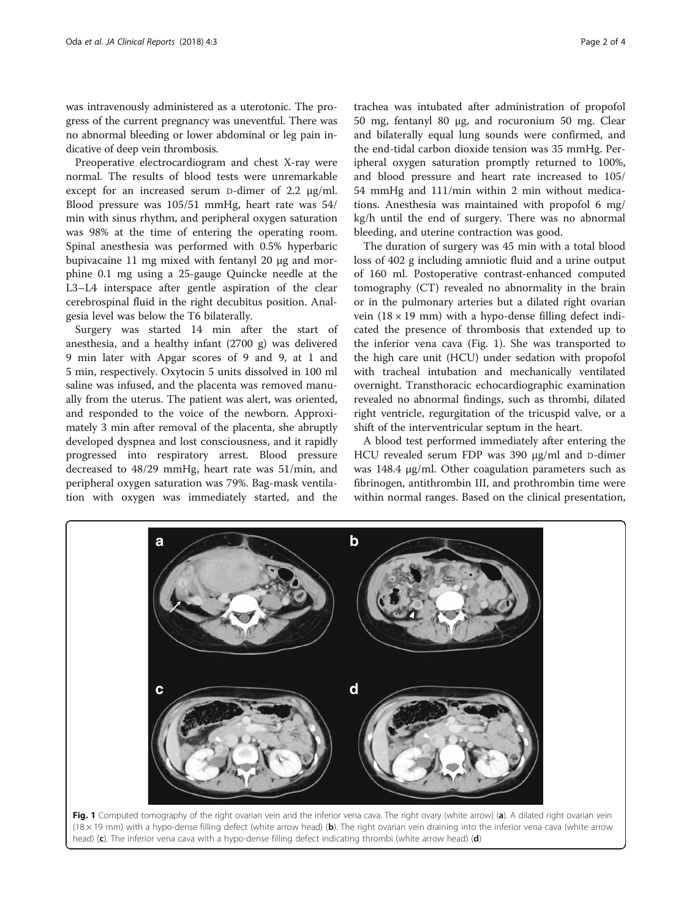was intravenously administered as a uterotonic. The progress of the current pregnancy was uneventful. There was no abnormal bleeding or lower abdominal or leg pain indicative of deep vein thrombosis.

Preoperative electrocardiogram and chest X-ray were normal. The results of blood tests were unremarkable except for an increased serum D-dimer of 2.2 μg/ml. Blood pressure was 105/51 mmHg, heart rate was 54/min with sinus rhythm, and peripheral oxygen saturation was 98% at the time of entering the operating room. Spinal anesthesia was performed with 0.5% hyperbaric bupivacaine 11 mg mixed with fentanyl 20 μg and morphine 0.1 mg using a 25-gauge Quincke needle at the L3–L4 interspace after gentle aspiration of the clear cerebrospinal fluid in the right decubitus position. Analgesia level was below the T6 bilaterally.

Surgery was started 14 min after the start of anesthesia, and a healthy infant (2700 g) was delivered 9 min later with Apgar scores of 9 and 9, at 1 and 5 min, respectively. Oxytocin 5 units dissolved in 100 ml saline was infused, and the placenta was removed manually from the uterus. The patient was alert, was oriented, and responded to the voice of the newborn. Approximately 3 min after removal of the placenta, she abruptly developed dyspnea and lost consciousness, and it rapidly progressed into respiratory arrest. Blood pressure decreased to 48/29 mmHg, heart rate was 51/min, and peripheral oxygen saturation was 79%. Bag-mask ventilation with oxygen was immediately started, and the trachea was intubated after administration of propofol 50 mg, fentanyl 80 μg, and rocuronium 50 mg. Clear and bilaterally equal lung sounds were confirmed, and the end-tidal carbon dioxide tension was 35 mmHg. Peripheral oxygen saturation promptly returned to 100%, and blood pressure and heart rate increased to 105/54 mmHg and 111/min within 2 min without medications. Anesthesia was maintained with propofol 6 mg/kg/h until the end of surgery. There was no abnormal bleeding, and uterine contraction was good.

The duration of surgery was 45 min with a total blood loss of 402 g including amniotic fluid and a urine output of 160 ml. Postoperative contrast-enhanced computed tomography (CT) revealed no abnormality in the brain or in the pulmonary arteries but a dilated right ovarian vein (18 × 19 mm) with a hypo-dense filling defect indicated the presence of thrombosis that extended up to the inferior vena cava (Fig. 1). She was transported to the high care unit (HCU) under sedation with propofol with tracheal intubation and mechanically ventilated overnight. Transthoracic echocardiographic examination revealed no abnormal findings, such as thrombi, dilated right ventricle, regurgitation of the tricuspid valve, or a shift of the interventricular septum in the heart.

A blood test performed immediately after entering the HCU revealed serum FDP was 390 μg/ml and D-dimer was 148.4 μg/ml. Other coagulation parameters such as fibrinogen, antithrombin III, and prothrombin time were within normal ranges. Based on the clinical presentation,

**Fig. 1** Computed tomography of the right ovarian vein and the inferior vena cava. The right ovary (white arrow) (**a**). A dilated right ovarian vein (18 × 19 mm) with a hypo-dense filling defect (white arrow head) (**b**). The right ovarian vein draining into the inferior vena cava (white arrow head) (**c**). The inferior vena cava with a hypo-dense filling defect indicating thrombi (white arrow head) (**d**)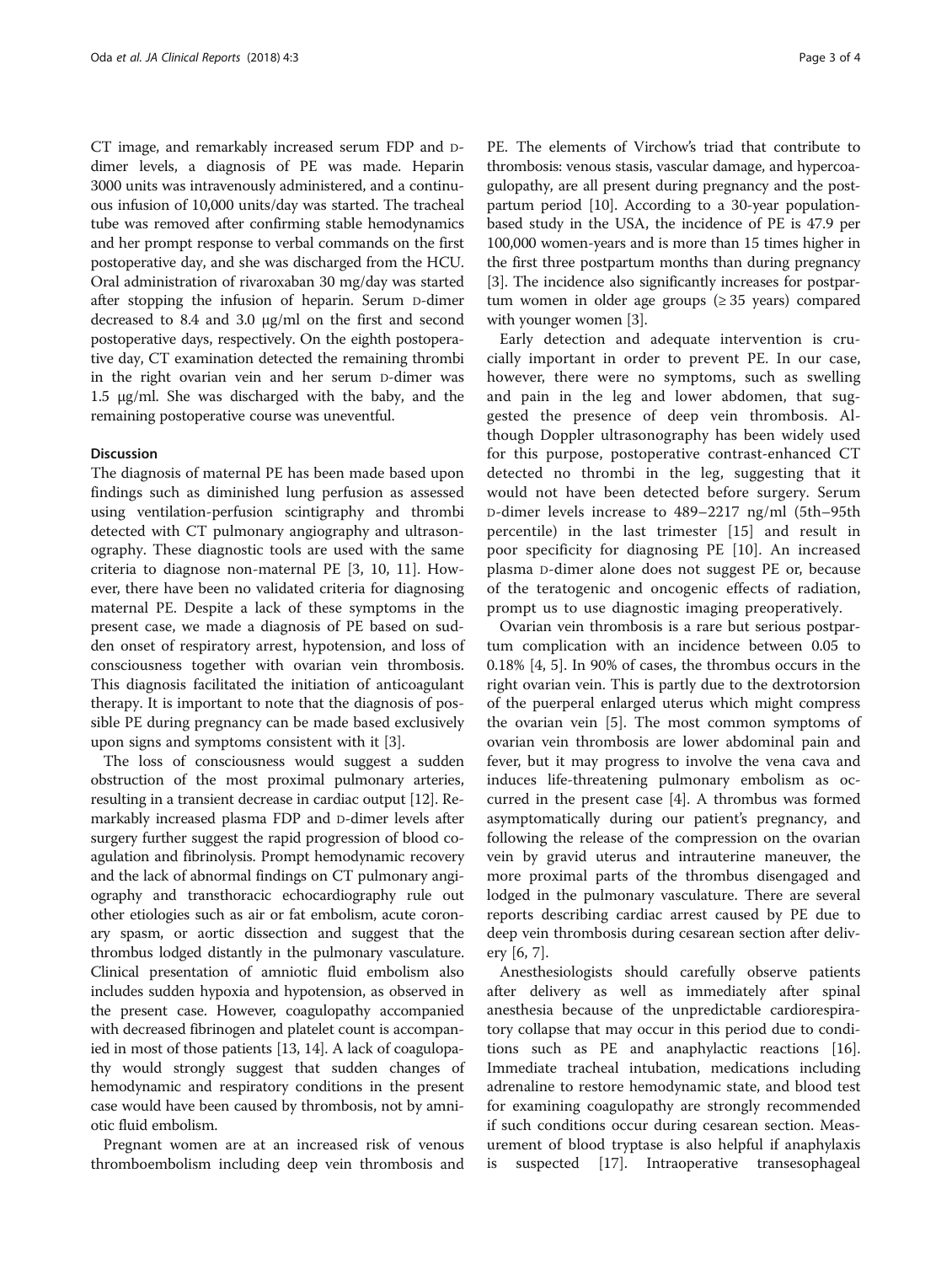CT image, and remarkably increased serum FDP and D-dimer levels, a diagnosis of PE was made. Heparin 3000 units was intravenously administered, and a continuous infusion of 10,000 units/day was started. The tracheal tube was removed after confirming stable hemodynamics and her prompt response to verbal commands on the first postoperative day, and she was discharged from the HCU. Oral administration of rivaroxaban 30 mg/day was started after stopping the infusion of heparin. Serum D-dimer decreased to 8.4 and 3.0 μg/ml on the first and second postoperative days, respectively. On the eighth postoperative day, CT examination detected the remaining thrombi in the right ovarian vein and her serum D-dimer was 1.5 μg/ml. She was discharged with the baby, and the remaining postoperative course was uneventful.

## Discussion

The diagnosis of maternal PE has been made based upon findings such as diminished lung perfusion as assessed using ventilation-perfusion scintigraphy and thrombi detected with CT pulmonary angiography and ultrasonography. These diagnostic tools are used with the same criteria to diagnose non-maternal PE [3, 10, 11]. However, there have been no validated criteria for diagnosing maternal PE. Despite a lack of these symptoms in the present case, we made a diagnosis of PE based on sudden onset of respiratory arrest, hypotension, and loss of consciousness together with ovarian vein thrombosis. This diagnosis facilitated the initiation of anticoagulant therapy. It is important to note that the diagnosis of possible PE during pregnancy can be made based exclusively upon signs and symptoms consistent with it [3].

The loss of consciousness would suggest a sudden obstruction of the most proximal pulmonary arteries, resulting in a transient decrease in cardiac output [12]. Remarkably increased plasma FDP and D-dimer levels after surgery further suggest the rapid progression of blood coagulation and fibrinolysis. Prompt hemodynamic recovery and the lack of abnormal findings on CT pulmonary angiography and transthoracic echocardiography rule out other etiologies such as air or fat embolism, acute coronary spasm, or aortic dissection and suggest that the thrombus lodged distantly in the pulmonary vasculature. Clinical presentation of amniotic fluid embolism also includes sudden hypoxia and hypotension, as observed in the present case. However, coagulopathy accompanied with decreased fibrinogen and platelet count is accompanied in most of those patients [13, 14]. A lack of coagulopathy would strongly suggest that sudden changes of hemodynamic and respiratory conditions in the present case would have been caused by thrombosis, not by amniotic fluid embolism.

Pregnant women are at an increased risk of venous thromboembolism including deep vein thrombosis and PE. The elements of Virchow's triad that contribute to thrombosis: venous stasis, vascular damage, and hypercoagulopathy, are all present during pregnancy and the postpartum period [10]. According to a 30-year population-based study in the USA, the incidence of PE is 47.9 per 100,000 women-years and is more than 15 times higher in the first three postpartum months than during pregnancy [3]. The incidence also significantly increases for postpartum women in older age groups (≥ 35 years) compared with younger women [3].

Early detection and adequate intervention is crucially important in order to prevent PE. In our case, however, there were no symptoms, such as swelling and pain in the leg and lower abdomen, that suggested the presence of deep vein thrombosis. Although Doppler ultrasonography has been widely used for this purpose, postoperative contrast-enhanced CT detected no thrombi in the leg, suggesting that it would not have been detected before surgery. Serum D-dimer levels increase to 489–2217 ng/ml (5th–95th percentile) in the last trimester [15] and result in poor specificity for diagnosing PE [10]. An increased plasma D-dimer alone does not suggest PE or, because of the teratogenic and oncogenic effects of radiation, prompt us to use diagnostic imaging preoperatively.

Ovarian vein thrombosis is a rare but serious postpartum complication with an incidence between 0.05 to 0.18% [4, 5]. In 90% of cases, the thrombus occurs in the right ovarian vein. This is partly due to the dextrotorsion of the puerperal enlarged uterus which might compress the ovarian vein [5]. The most common symptoms of ovarian vein thrombosis are lower abdominal pain and fever, but it may progress to involve the vena cava and induces life-threatening pulmonary embolism as occurred in the present case [4]. A thrombus was formed asymptomatically during our patient's pregnancy, and following the release of the compression on the ovarian vein by gravid uterus and intrauterine maneuver, the more proximal parts of the thrombus disengaged and lodged in the pulmonary vasculature. There are several reports describing cardiac arrest caused by PE due to deep vein thrombosis during cesarean section after delivery [6, 7].

Anesthesiologists should carefully observe patients after delivery as well as immediately after spinal anesthesia because of the unpredictable cardiorespiratory collapse that may occur in this period due to conditions such as PE and anaphylactic reactions [16]. Immediate tracheal intubation, medications including adrenaline to restore hemodynamic state, and blood test for examining coagulopathy are strongly recommended if such conditions occur during cesarean section. Measurement of blood tryptase is also helpful if anaphylaxis is suspected [17]. Intraoperative transesophageal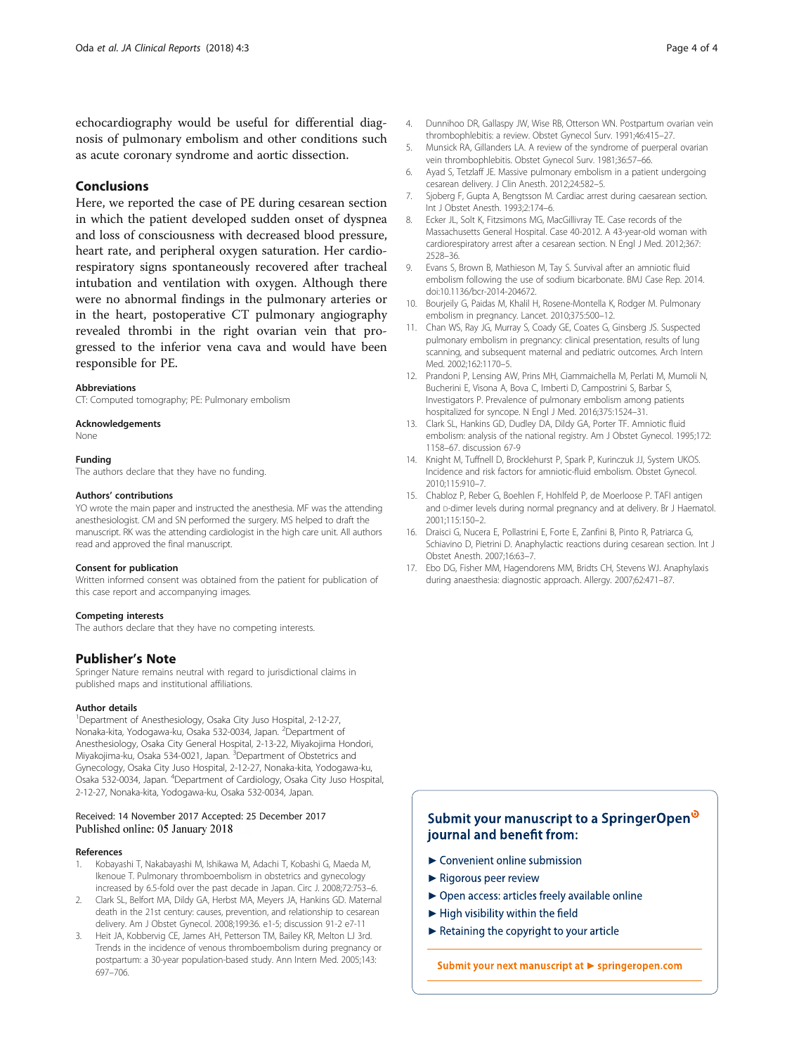echocardiography would be useful for differential diagnosis of pulmonary embolism and other conditions such as acute coronary syndrome and aortic dissection.

## Conclusions

Here, we reported the case of PE during cesarean section in which the patient developed sudden onset of dyspnea and loss of consciousness with decreased blood pressure, heart rate, and peripheral oxygen saturation. Her cardiorespiratory signs spontaneously recovered after tracheal intubation and ventilation with oxygen. Although there were no abnormal findings in the pulmonary arteries or in the heart, postoperative CT pulmonary angiography revealed thrombi in the right ovarian vein that progressed to the inferior vena cava and would have been responsible for PE.

### Abbreviations

CT: Computed tomography; PE: Pulmonary embolism

### Acknowledgements

None

### Funding

The authors declare that they have no funding.

### Authors' contributions

YO wrote the main paper and instructed the anesthesia. MF was the attending anesthesiologist. CM and SN performed the surgery. MS helped to draft the manuscript. RK was the attending cardiologist in the high care unit. All authors read and approved the final manuscript.

### Consent for publication

Written informed consent was obtained from the patient for publication of this case report and accompanying images.

### Competing interests

The authors declare that they have no competing interests.

## Publisher's Note

Springer Nature remains neutral with regard to jurisdictional claims in published maps and institutional affiliations.

### Author details

[1]Department of Anesthesiology, Osaka City Juso Hospital, 2-12-27, Nonaka-kita, Yodogawa-ku, Osaka 532-0034, Japan. [2]Department of Anesthesiology, Osaka City General Hospital, 2-13-22, Miyakojima Hondori, Miyakojima-ku, Osaka 534-0021, Japan. [3]Department of Obstetrics and Gynecology, Osaka City Juso Hospital, 2-12-27, Nonaka-kita, Yodogawa-ku, Osaka 532-0034, Japan. [4]Department of Cardiology, Osaka City Juso Hospital, 2-12-27, Nonaka-kita, Yodogawa-ku, Osaka 532-0034, Japan.

Received: 14 November 2017 Accepted: 25 December 2017
Published online: 05 January 2018

### References

1. Kobayashi T, Nakabayashi M, Ishikawa M, Adachi T, Kobashi G, Maeda M, Ikenoue T. Pulmonary thromboembolism in obstetrics and gynecology increased by 6.5-fold over the past decade in Japan. Circ J. 2008;72:753–6.
2. Clark SL, Belfort MA, Dildy GA, Herbst MA, Meyers JA, Hankins GD. Maternal death in the 21st century: causes, prevention, and relationship to cesarean delivery. Am J Obstet Gynecol. 2008;199:36. e1-5; discussion 91-2 e7-11
3. Heit JA, Kobbervig CE, James AH, Petterson TM, Bailey KR, Melton LJ 3rd. Trends in the incidence of venous thromboembolism during pregnancy or postpartum: a 30-year population-based study. Ann Intern Med. 2005;143:697–706.
4. Dunnihoo DR, Gallaspy JW, Wise RB, Otterson WN. Postpartum ovarian vein thrombophlebitis: a review. Obstet Gynecol Surv. 1991;46:415–27.
5. Munsick RA, Gillanders LA. A review of the syndrome of puerperal ovarian vein thrombophlebitis. Obstet Gynecol Surv. 1981;36:57–66.
6. Ayad S, Tetzlaff JE. Massive pulmonary embolism in a patient undergoing cesarean delivery. J Clin Anesth. 2012;24:582–5.
7. Sjoberg F, Gupta A, Bengtsson M. Cardiac arrest during caesarean section. Int J Obstet Anesth. 1993;2:174–6.
8. Ecker JL, Solt K, Fitzsimons MG, MacGillivray TE. Case records of the Massachusetts General Hospital. Case 40-2012. A 43-year-old woman with cardiorespiratory arrest after a cesarean section. N Engl J Med. 2012;367:2528–36.
9. Evans S, Brown B, Mathieson M, Tay S. Survival after an amniotic fluid embolism following the use of sodium bicarbonate. BMJ Case Rep. 2014. doi:10.1136/bcr-2014-204672.
10. Bourjeily G, Paidas M, Khalil H, Rosene-Montella K, Rodger M. Pulmonary embolism in pregnancy. Lancet. 2010;375:500–12.
11. Chan WS, Ray JG, Murray S, Coady GE, Coates G, Ginsberg JS. Suspected pulmonary embolism in pregnancy: clinical presentation, results of lung scanning, and subsequent maternal and pediatric outcomes. Arch Intern Med. 2002;162:1170–5.
12. Prandoni P, Lensing AW, Prins MH, Ciammaichella M, Perlati M, Mumoli N, Bucherini E, Visona A, Bova C, Imberti D, Campostrini S, Barbar S, Investigators P. Prevalence of pulmonary embolism among patients hospitalized for syncope. N Engl J Med. 2016;375:1524–31.
13. Clark SL, Hankins GD, Dudley DA, Dildy GA, Porter TF. Amniotic fluid embolism: analysis of the national registry. Am J Obstet Gynecol. 1995;172:1158–67. discussion 67-9
14. Knight M, Tuffnell D, Brocklehurst P, Spark P, Kurinczuk JJ, System UKOS. Incidence and risk factors for amniotic-fluid embolism. Obstet Gynecol. 2010;115:910–7.
15. Chabloz P, Reber G, Boehlen F, Hohlfeld P, de Moerloose P. TAFI antigen and D-dimer levels during normal pregnancy and at delivery. Br J Haematol. 2001;115:150–2.
16. Draisci G, Nucera E, Pollastrini E, Forte E, Zanfini B, Pinto R, Patriarca G, Schiavino D, Pietrini D. Anaphylactic reactions during cesarean section. Int J Obstet Anesth. 2007;16:63–7.
17. Ebo DG, Fisher MM, Hagendorens MM, Bridts CH, Stevens WJ. Anaphylaxis during anaesthesia: diagnostic approach. Allergy. 2007;62:471–87.